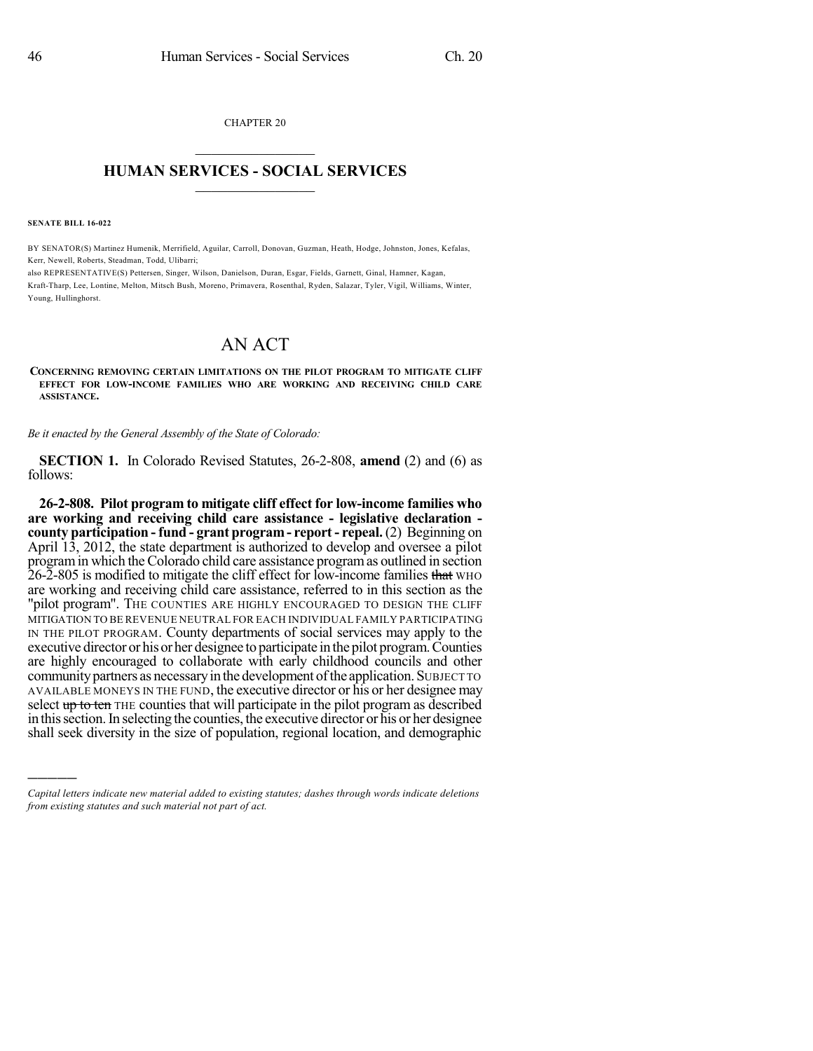CHAPTER 20

## HUMAN SERVICES - SOCIAL SERVICES

**SENATE BILL 16-022**

BY SENATOR(S) Martinez Humenik, Merrifield, Aguilar, Carroll, Donovan, Guzman, Heath, Hodge, Johnston, Jones, Kefalas, Kerr, Newell, Roberts, Steadman, Todd, Ulibarri;
also REPRESENTATIVE(S) Pettersen, Singer, Wilson, Danielson, Duran, Esgar, Fields, Garnett, Ginal, Hamner, Kagan, Kraft-Tharp, Lee, Lontine, Melton, Mitsch Bush, Moreno, Primavera, Rosenthal, Ryden, Salazar, Tyler, Vigil, Williams, Winter, Young, Hullinghorst.

# AN ACT

**CONCERNING REMOVING CERTAIN LIMITATIONS ON THE PILOT PROGRAM TO MITIGATE CLIFF EFFECT FOR LOW-INCOME FAMILIES WHO ARE WORKING AND RECEIVING CHILD CARE ASSISTANCE.**

*Be it enacted by the General Assembly of the State of Colorado:*

**SECTION 1.** In Colorado Revised Statutes, 26-2-808, **amend** (2) and (6) as follows:

**26-2-808. Pilot program to mitigate cliff effect for low-income families who are working and receiving child care assistance - legislative declaration - county participation - fund - grant program - report - repeal.** (2) Beginning on April 13, 2012, the state department is authorized to develop and oversee a pilot program in which the Colorado child care assistance program as outlined in section 26-2-805 is modified to mitigate the cliff effect for low-income families ~~that~~ WHO are working and receiving child care assistance, referred to in this section as the "pilot program". THE COUNTIES ARE HIGHLY ENCOURAGED TO DESIGN THE CLIFF MITIGATION TO BE REVENUE NEUTRAL FOR EACH INDIVIDUAL FAMILY PARTICIPATING IN THE PILOT PROGRAM. County departments of social services may apply to the executive director or his or her designee to participate in the pilot program. Counties are highly encouraged to collaborate with early childhood councils and other community partners as necessary in the development of the application. SUBJECT TO AVAILABLE MONEYS IN THE FUND, the executive director or his or her designee may select ~~up to ten~~ THE counties that will participate in the pilot program as described in this section. In selecting the counties, the executive director or his or her designee shall seek diversity in the size of population, regional location, and demographic

*Capital letters indicate new material added to existing statutes; dashes through words indicate deletions from existing statutes and such material not part of act.*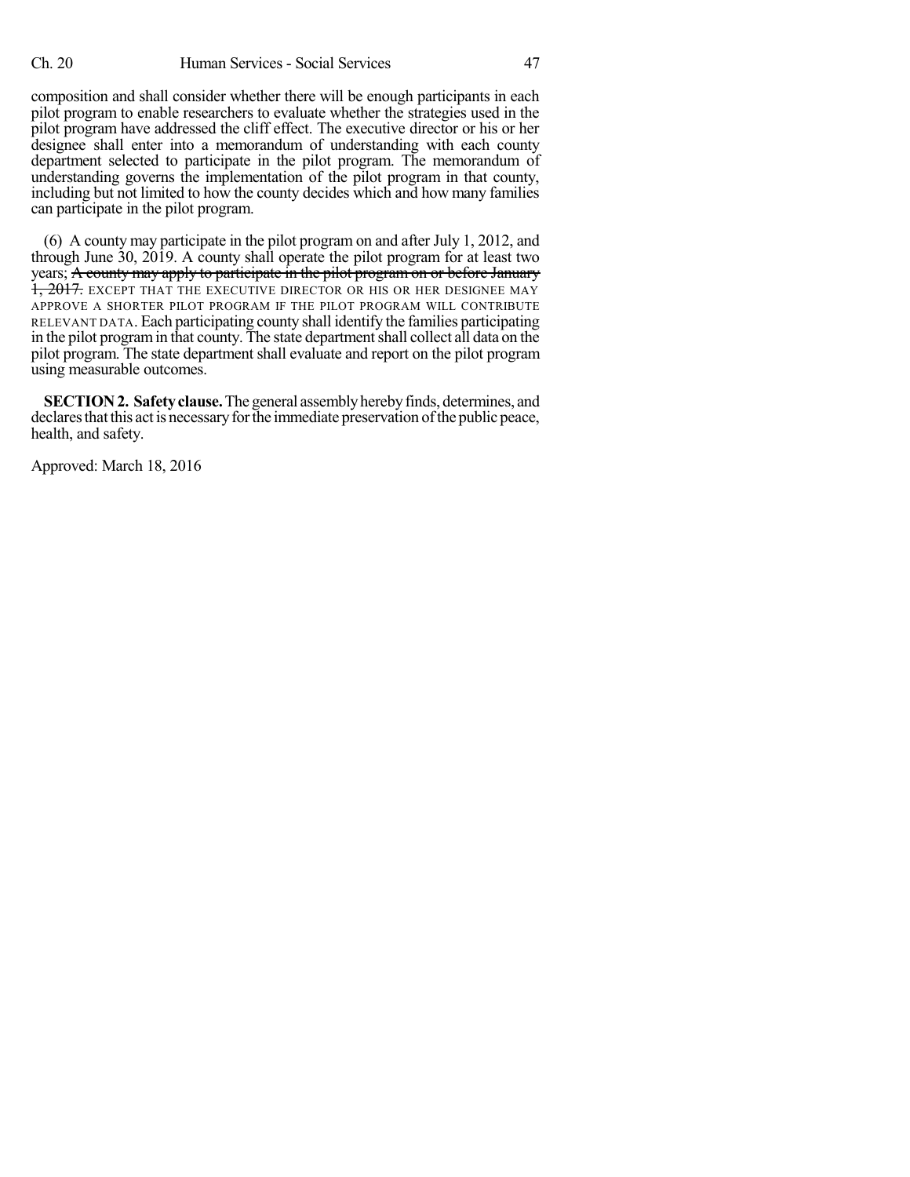composition and shall consider whether there will be enough participants in each pilot program to enable researchers to evaluate whether the strategies used in the pilot program have addressed the cliff effect. The executive director or his or her designee shall enter into a memorandum of understanding with each county department selected to participate in the pilot program. The memorandum of understanding governs the implementation of the pilot program in that county, including but not limited to how the county decides which and how many families can participate in the pilot program.

(6) A county may participate in the pilot program on and after July 1, 2012, and through June 30, 2019. A county shall operate the pilot program for at least two years; ~~A county may apply to participate in the pilot program on or before January 1, 2017.~~ EXCEPT THAT THE EXECUTIVE DIRECTOR OR HIS OR HER DESIGNEE MAY APPROVE A SHORTER PILOT PROGRAM IF THE PILOT PROGRAM WILL CONTRIBUTE RELEVANT DATA. Each participating county shall identify the families participating in the pilot program in that county. The state department shall collect all data on the pilot program. The state department shall evaluate and report on the pilot program using measurable outcomes.

**SECTION 2. Safety clause.** The general assembly hereby finds, determines, and declares that this act is necessary for the immediate preservation of the public peace, health, and safety.

Approved: March 18, 2016